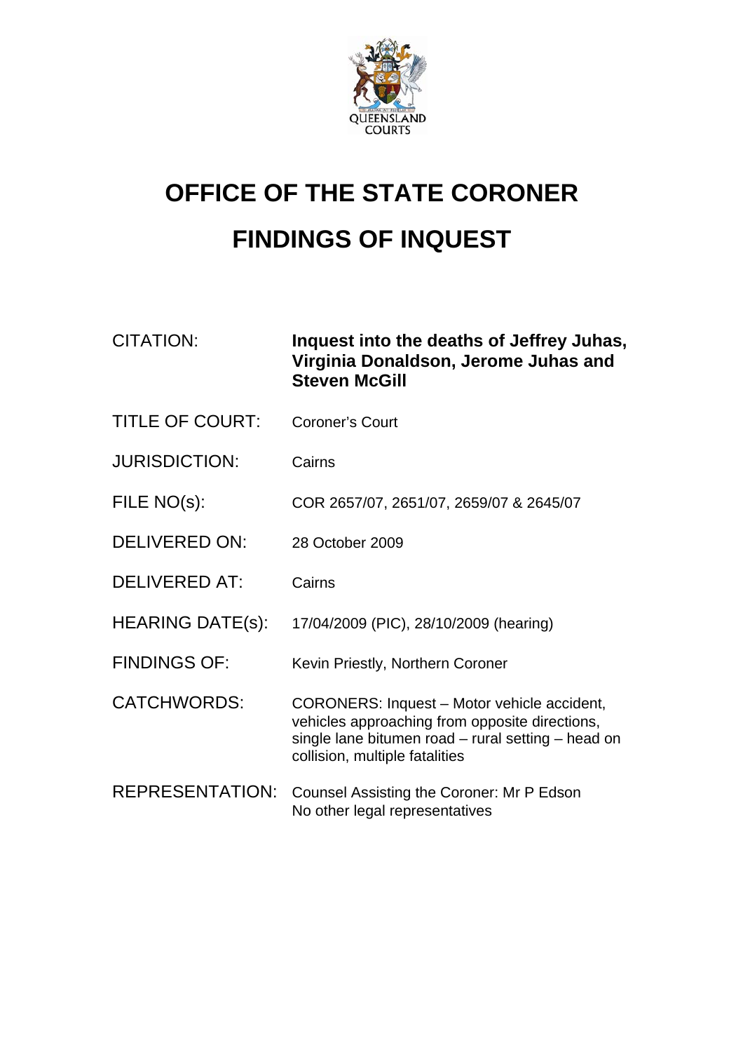# OFFICE OF THE STATE CORONER

# FINDINGS OF INQUEST

| | |
|---|---|
| CITATION: | **Inquest into the deaths of Jeffrey Juhas, Virginia Donaldson, Jerome Juhas and Steven McGill** |
| TITLE OF COURT: | Coroner's Court |
| JURISDICTION: | Cairns |
| FILE NO(s): | COR 2657/07, 2651/07, 2659/07 & 2645/07 |
| DELIVERED ON: | 28 October 2009 |
| DELIVERED AT: | Cairns |
| HEARING DATE(s): | 17/04/2009 (PIC), 28/10/2009 (hearing) |
| FINDINGS OF: | Kevin Priestly, Northern Coroner |
| CATCHWORDS: | CORONERS: Inquest – Motor vehicle accident, vehicles approaching from opposite directions, single lane bitumen road – rural setting – head on collision, multiple fatalities |
| REPRESENTATION: | Counsel Assisting the Coroner: Mr P Edson<br>No other legal representatives |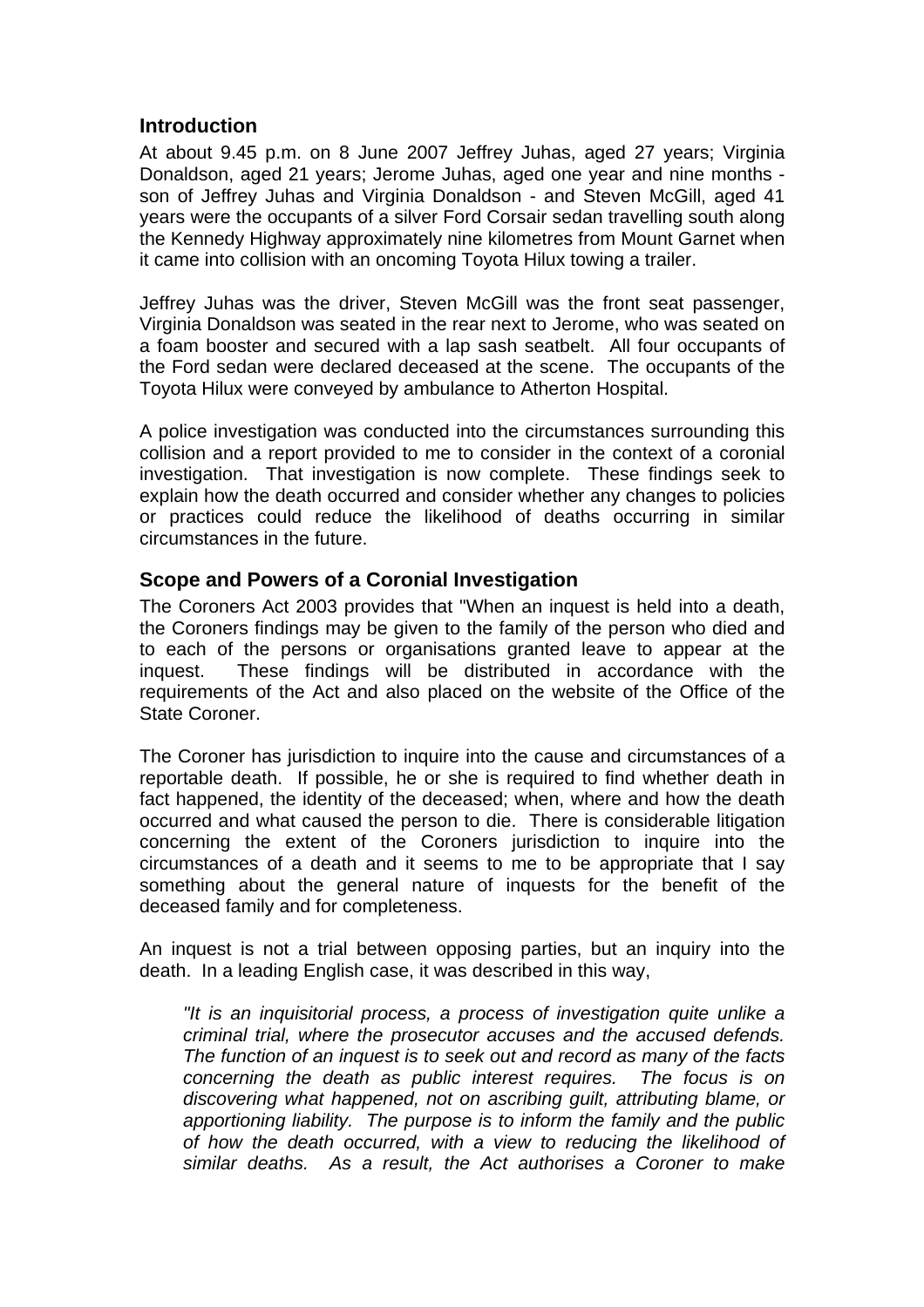## Introduction

At about 9.45 p.m. on 8 June 2007 Jeffrey Juhas, aged 27 years; Virginia Donaldson, aged 21 years; Jerome Juhas, aged one year and nine months - son of Jeffrey Juhas and Virginia Donaldson - and Steven McGill, aged 41 years were the occupants of a silver Ford Corsair sedan travelling south along the Kennedy Highway approximately nine kilometres from Mount Garnet when it came into collision with an oncoming Toyota Hilux towing a trailer.

Jeffrey Juhas was the driver, Steven McGill was the front seat passenger, Virginia Donaldson was seated in the rear next to Jerome, who was seated on a foam booster and secured with a lap sash seatbelt. All four occupants of the Ford sedan were declared deceased at the scene. The occupants of the Toyota Hilux were conveyed by ambulance to Atherton Hospital.

A police investigation was conducted into the circumstances surrounding this collision and a report provided to me to consider in the context of a coronial investigation. That investigation is now complete. These findings seek to explain how the death occurred and consider whether any changes to policies or practices could reduce the likelihood of deaths occurring in similar circumstances in the future.

## Scope and Powers of a Coronial Investigation

The Coroners Act 2003 provides that "When an inquest is held into a death, the Coroners findings may be given to the family of the person who died and to each of the persons or organisations granted leave to appear at the inquest. These findings will be distributed in accordance with the requirements of the Act and also placed on the website of the Office of the State Coroner.

The Coroner has jurisdiction to inquire into the cause and circumstances of a reportable death. If possible, he or she is required to find whether death in fact happened, the identity of the deceased; when, where and how the death occurred and what caused the person to die. There is considerable litigation concerning the extent of the Coroners jurisdiction to inquire into the circumstances of a death and it seems to me to be appropriate that I say something about the general nature of inquests for the benefit of the deceased family and for completeness.

An inquest is not a trial between opposing parties, but an inquiry into the death. In a leading English case, it was described in this way,

> *"It is an inquisitorial process, a process of investigation quite unlike a criminal trial, where the prosecutor accuses and the accused defends. The function of an inquest is to seek out and record as many of the facts concerning the death as public interest requires. The focus is on discovering what happened, not on ascribing guilt, attributing blame, or apportioning liability. The purpose is to inform the family and the public of how the death occurred, with a view to reducing the likelihood of similar deaths. As a result, the Act authorises a Coroner to make*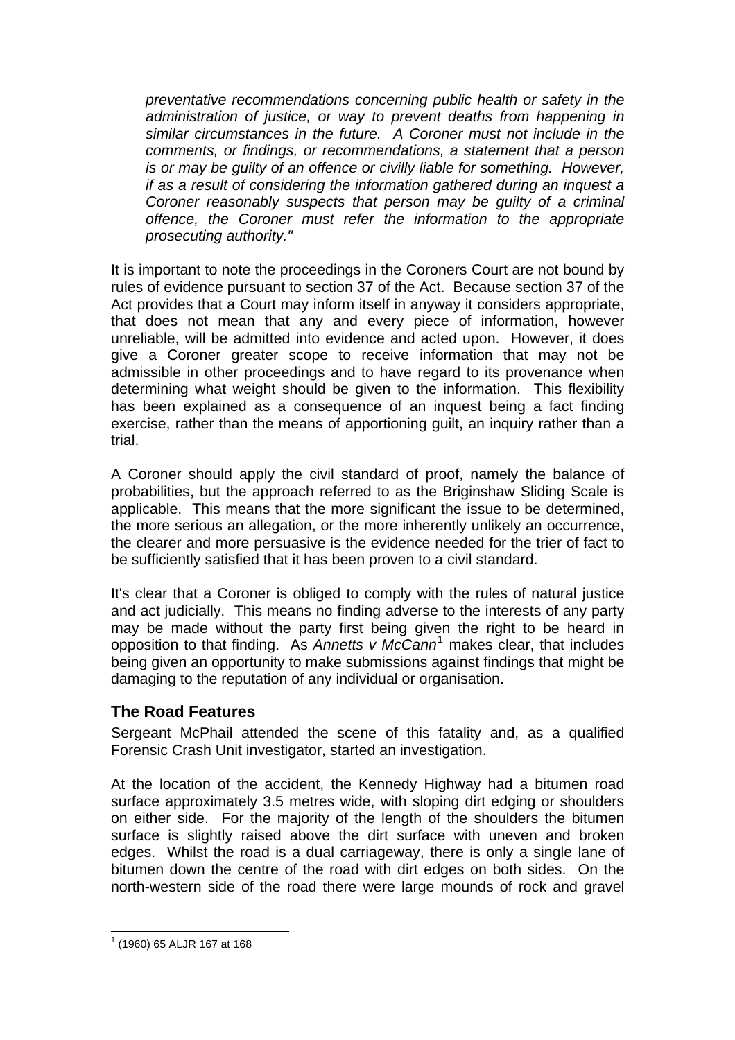*preventative recommendations concerning public health or safety in the administration of justice, or way to prevent deaths from happening in similar circumstances in the future. A Coroner must not include in the comments, or findings, or recommendations, a statement that a person is or may be guilty of an offence or civilly liable for something. However, if as a result of considering the information gathered during an inquest a Coroner reasonably suspects that person may be guilty of a criminal offence, the Coroner must refer the information to the appropriate prosecuting authority."*

It is important to note the proceedings in the Coroners Court are not bound by rules of evidence pursuant to section 37 of the Act. Because section 37 of the Act provides that a Court may inform itself in anyway it considers appropriate, that does not mean that any and every piece of information, however unreliable, will be admitted into evidence and acted upon. However, it does give a Coroner greater scope to receive information that may not be admissible in other proceedings and to have regard to its provenance when determining what weight should be given to the information. This flexibility has been explained as a consequence of an inquest being a fact finding exercise, rather than the means of apportioning guilt, an inquiry rather than a trial.

A Coroner should apply the civil standard of proof, namely the balance of probabilities, but the approach referred to as the Briginshaw Sliding Scale is applicable. This means that the more significant the issue to be determined, the more serious an allegation, or the more inherently unlikely an occurrence, the clearer and more persuasive is the evidence needed for the trier of fact to be sufficiently satisfied that it has been proven to a civil standard.

It's clear that a Coroner is obliged to comply with the rules of natural justice and act judicially. This means no finding adverse to the interests of any party may be made without the party first being given the right to be heard in opposition to that finding. As *Annetts v McCann*[1] makes clear, that includes being given an opportunity to make submissions against findings that might be damaging to the reputation of any individual or organisation.

## The Road Features

Sergeant McPhail attended the scene of this fatality and, as a qualified Forensic Crash Unit investigator, started an investigation.

At the location of the accident, the Kennedy Highway had a bitumen road surface approximately 3.5 metres wide, with sloping dirt edging or shoulders on either side. For the majority of the length of the shoulders the bitumen surface is slightly raised above the dirt surface with uneven and broken edges. Whilst the road is a dual carriageway, there is only a single lane of bitumen down the centre of the road with dirt edges on both sides. On the north-western side of the road there were large mounds of rock and gravel

[1] (1960) 65 ALJR 167 at 168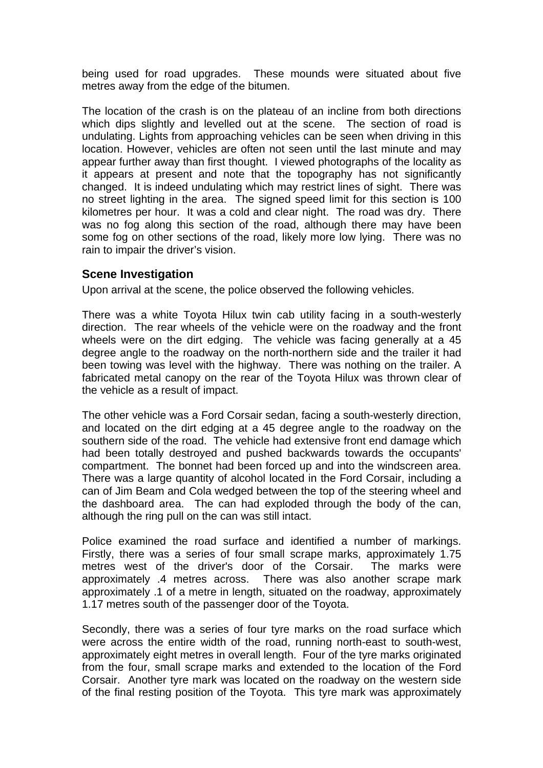being used for road upgrades. These mounds were situated about five metres away from the edge of the bitumen.

The location of the crash is on the plateau of an incline from both directions which dips slightly and levelled out at the scene. The section of road is undulating. Lights from approaching vehicles can be seen when driving in this location. However, vehicles are often not seen until the last minute and may appear further away than first thought. I viewed photographs of the locality as it appears at present and note that the topography has not significantly changed. It is indeed undulating which may restrict lines of sight. There was no street lighting in the area. The signed speed limit for this section is 100 kilometres per hour. It was a cold and clear night. The road was dry. There was no fog along this section of the road, although there may have been some fog on other sections of the road, likely more low lying. There was no rain to impair the driver's vision.

### Scene Investigation

Upon arrival at the scene, the police observed the following vehicles.

There was a white Toyota Hilux twin cab utility facing in a south-westerly direction. The rear wheels of the vehicle were on the roadway and the front wheels were on the dirt edging. The vehicle was facing generally at a 45 degree angle to the roadway on the north-northern side and the trailer it had been towing was level with the highway. There was nothing on the trailer. A fabricated metal canopy on the rear of the Toyota Hilux was thrown clear of the vehicle as a result of impact.

The other vehicle was a Ford Corsair sedan, facing a south-westerly direction, and located on the dirt edging at a 45 degree angle to the roadway on the southern side of the road. The vehicle had extensive front end damage which had been totally destroyed and pushed backwards towards the occupants' compartment. The bonnet had been forced up and into the windscreen area. There was a large quantity of alcohol located in the Ford Corsair, including a can of Jim Beam and Cola wedged between the top of the steering wheel and the dashboard area. The can had exploded through the body of the can, although the ring pull on the can was still intact.

Police examined the road surface and identified a number of markings. Firstly, there was a series of four small scrape marks, approximately 1.75 metres west of the driver's door of the Corsair. The marks were approximately .4 metres across. There was also another scrape mark approximately .1 of a metre in length, situated on the roadway, approximately 1.17 metres south of the passenger door of the Toyota.

Secondly, there was a series of four tyre marks on the road surface which were across the entire width of the road, running north-east to south-west, approximately eight metres in overall length. Four of the tyre marks originated from the four, small scrape marks and extended to the location of the Ford Corsair. Another tyre mark was located on the roadway on the western side of the final resting position of the Toyota. This tyre mark was approximately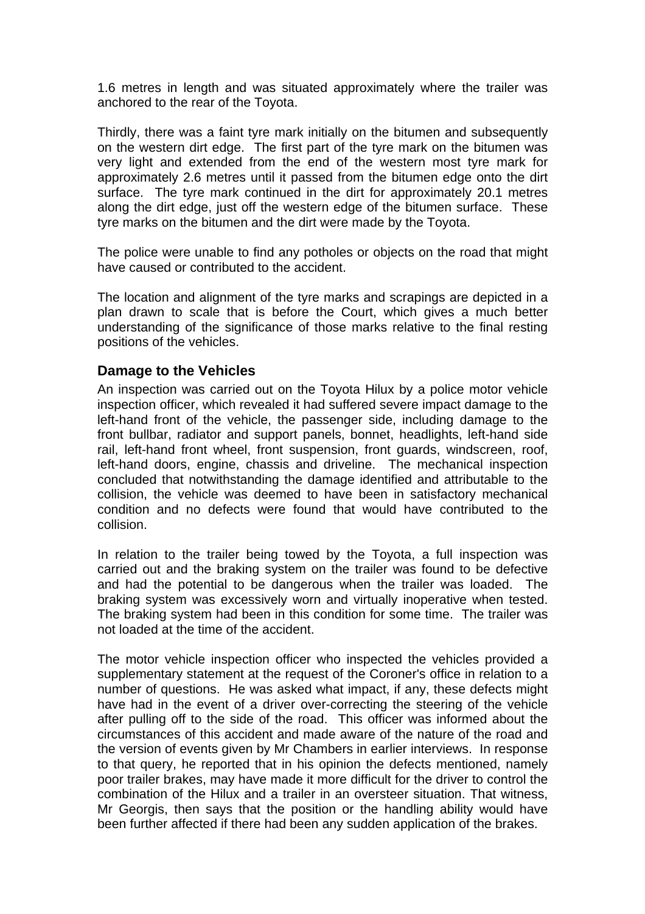1.6 metres in length and was situated approximately where the trailer was anchored to the rear of the Toyota.

Thirdly, there was a faint tyre mark initially on the bitumen and subsequently on the western dirt edge. The first part of the tyre mark on the bitumen was very light and extended from the end of the western most tyre mark for approximately 2.6 metres until it passed from the bitumen edge onto the dirt surface. The tyre mark continued in the dirt for approximately 20.1 metres along the dirt edge, just off the western edge of the bitumen surface. These tyre marks on the bitumen and the dirt were made by the Toyota.

The police were unable to find any potholes or objects on the road that might have caused or contributed to the accident.

The location and alignment of the tyre marks and scrapings are depicted in a plan drawn to scale that is before the Court, which gives a much better understanding of the significance of those marks relative to the final resting positions of the vehicles.

## Damage to the Vehicles

An inspection was carried out on the Toyota Hilux by a police motor vehicle inspection officer, which revealed it had suffered severe impact damage to the left-hand front of the vehicle, the passenger side, including damage to the front bullbar, radiator and support panels, bonnet, headlights, left-hand side rail, left-hand front wheel, front suspension, front guards, windscreen, roof, left-hand doors, engine, chassis and driveline. The mechanical inspection concluded that notwithstanding the damage identified and attributable to the collision, the vehicle was deemed to have been in satisfactory mechanical condition and no defects were found that would have contributed to the collision.

In relation to the trailer being towed by the Toyota, a full inspection was carried out and the braking system on the trailer was found to be defective and had the potential to be dangerous when the trailer was loaded. The braking system was excessively worn and virtually inoperative when tested. The braking system had been in this condition for some time. The trailer was not loaded at the time of the accident.

The motor vehicle inspection officer who inspected the vehicles provided a supplementary statement at the request of the Coroner's office in relation to a number of questions. He was asked what impact, if any, these defects might have had in the event of a driver over-correcting the steering of the vehicle after pulling off to the side of the road. This officer was informed about the circumstances of this accident and made aware of the nature of the road and the version of events given by Mr Chambers in earlier interviews. In response to that query, he reported that in his opinion the defects mentioned, namely poor trailer brakes, may have made it more difficult for the driver to control the combination of the Hilux and a trailer in an oversteer situation. That witness, Mr Georgis, then says that the position or the handling ability would have been further affected if there had been any sudden application of the brakes.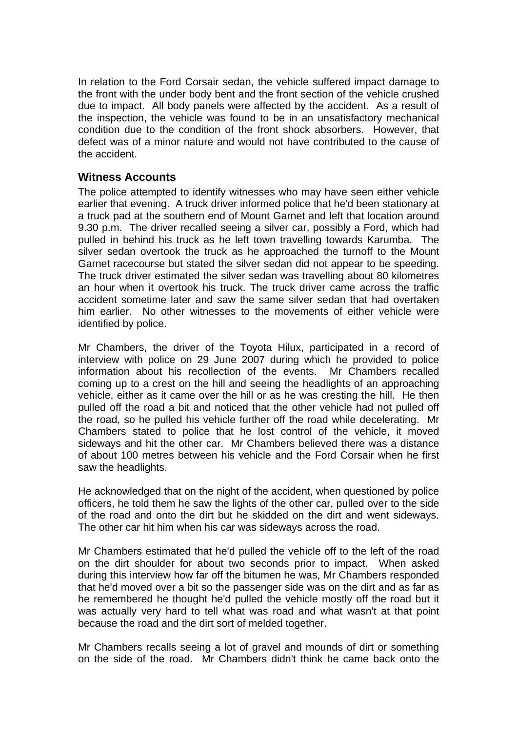In relation to the Ford Corsair sedan, the vehicle suffered impact damage to the front with the under body bent and the front section of the vehicle crushed due to impact. All body panels were affected by the accident. As a result of the inspection, the vehicle was found to be in an unsatisfactory mechanical condition due to the condition of the front shock absorbers. However, that defect was of a minor nature and would not have contributed to the cause of the accident.

## Witness Accounts

The police attempted to identify witnesses who may have seen either vehicle earlier that evening. A truck driver informed police that he'd been stationary at a truck pad at the southern end of Mount Garnet and left that location around 9.30 p.m. The driver recalled seeing a silver car, possibly a Ford, which had pulled in behind his truck as he left town travelling towards Karumba. The silver sedan overtook the truck as he approached the turnoff to the Mount Garnet racecourse but stated the silver sedan did not appear to be speeding. The truck driver estimated the silver sedan was travelling about 80 kilometres an hour when it overtook his truck. The truck driver came across the traffic accident sometime later and saw the same silver sedan that had overtaken him earlier. No other witnesses to the movements of either vehicle were identified by police.

Mr Chambers, the driver of the Toyota Hilux, participated in a record of interview with police on 29 June 2007 during which he provided to police information about his recollection of the events. Mr Chambers recalled coming up to a crest on the hill and seeing the headlights of an approaching vehicle, either as it came over the hill or as he was cresting the hill. He then pulled off the road a bit and noticed that the other vehicle had not pulled off the road, so he pulled his vehicle further off the road while decelerating. Mr Chambers stated to police that he lost control of the vehicle, it moved sideways and hit the other car. Mr Chambers believed there was a distance of about 100 metres between his vehicle and the Ford Corsair when he first saw the headlights.

He acknowledged that on the night of the accident, when questioned by police officers, he told them he saw the lights of the other car, pulled over to the side of the road and onto the dirt but he skidded on the dirt and went sideways. The other car hit him when his car was sideways across the road.

Mr Chambers estimated that he'd pulled the vehicle off to the left of the road on the dirt shoulder for about two seconds prior to impact. When asked during this interview how far off the bitumen he was, Mr Chambers responded that he'd moved over a bit so the passenger side was on the dirt and as far as he remembered he thought he'd pulled the vehicle mostly off the road but it was actually very hard to tell what was road and what wasn't at that point because the road and the dirt sort of melded together.

Mr Chambers recalls seeing a lot of gravel and mounds of dirt or something on the side of the road. Mr Chambers didn't think he came back onto the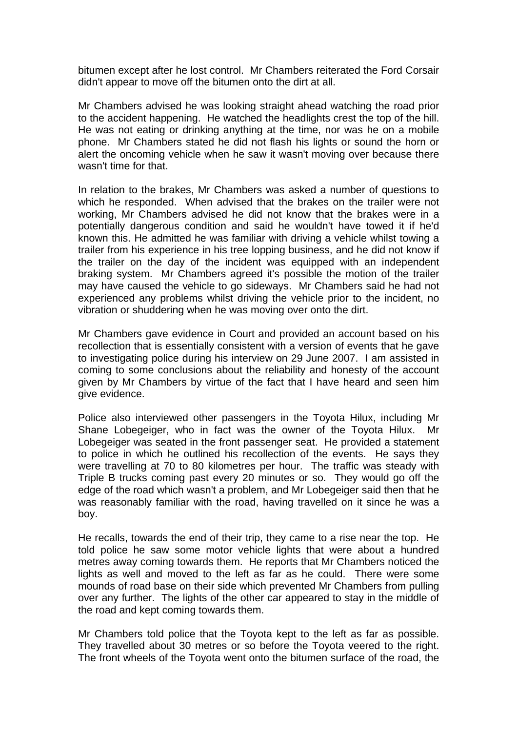bitumen except after he lost control. Mr Chambers reiterated the Ford Corsair didn't appear to move off the bitumen onto the dirt at all.

Mr Chambers advised he was looking straight ahead watching the road prior to the accident happening. He watched the headlights crest the top of the hill. He was not eating or drinking anything at the time, nor was he on a mobile phone. Mr Chambers stated he did not flash his lights or sound the horn or alert the oncoming vehicle when he saw it wasn't moving over because there wasn't time for that.

In relation to the brakes, Mr Chambers was asked a number of questions to which he responded. When advised that the brakes on the trailer were not working, Mr Chambers advised he did not know that the brakes were in a potentially dangerous condition and said he wouldn't have towed it if he'd known this. He admitted he was familiar with driving a vehicle whilst towing a trailer from his experience in his tree lopping business, and he did not know if the trailer on the day of the incident was equipped with an independent braking system. Mr Chambers agreed it's possible the motion of the trailer may have caused the vehicle to go sideways. Mr Chambers said he had not experienced any problems whilst driving the vehicle prior to the incident, no vibration or shuddering when he was moving over onto the dirt.

Mr Chambers gave evidence in Court and provided an account based on his recollection that is essentially consistent with a version of events that he gave to investigating police during his interview on 29 June 2007. I am assisted in coming to some conclusions about the reliability and honesty of the account given by Mr Chambers by virtue of the fact that I have heard and seen him give evidence.

Police also interviewed other passengers in the Toyota Hilux, including Mr Shane Lobegeiger, who in fact was the owner of the Toyota Hilux. Mr Lobegeiger was seated in the front passenger seat. He provided a statement to police in which he outlined his recollection of the events. He says they were travelling at 70 to 80 kilometres per hour. The traffic was steady with Triple B trucks coming past every 20 minutes or so. They would go off the edge of the road which wasn't a problem, and Mr Lobegeiger said then that he was reasonably familiar with the road, having travelled on it since he was a boy.

He recalls, towards the end of their trip, they came to a rise near the top. He told police he saw some motor vehicle lights that were about a hundred metres away coming towards them. He reports that Mr Chambers noticed the lights as well and moved to the left as far as he could. There were some mounds of road base on their side which prevented Mr Chambers from pulling over any further. The lights of the other car appeared to stay in the middle of the road and kept coming towards them.

Mr Chambers told police that the Toyota kept to the left as far as possible. They travelled about 30 metres or so before the Toyota veered to the right. The front wheels of the Toyota went onto the bitumen surface of the road, the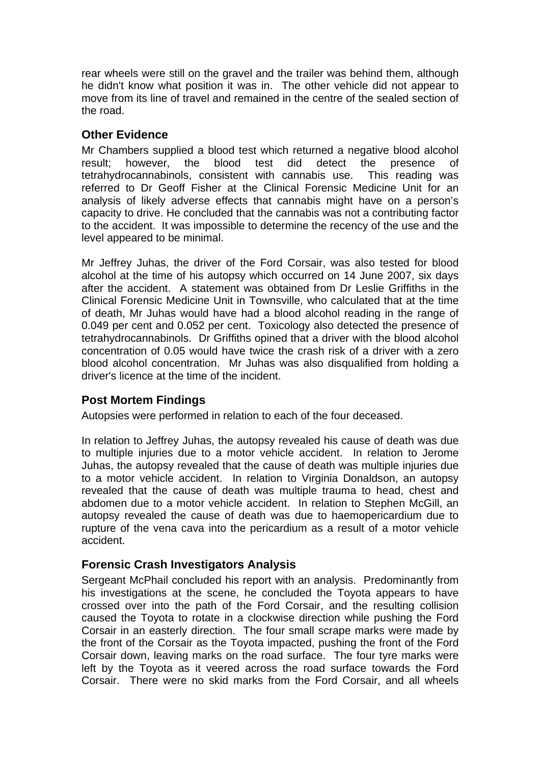rear wheels were still on the gravel and the trailer was behind them, although he didn't know what position it was in. The other vehicle did not appear to move from its line of travel and remained in the centre of the sealed section of the road.

## Other Evidence

Mr Chambers supplied a blood test which returned a negative blood alcohol result; however, the blood test did detect the presence of tetrahydrocannabinols, consistent with cannabis use. This reading was referred to Dr Geoff Fisher at the Clinical Forensic Medicine Unit for an analysis of likely adverse effects that cannabis might have on a person's capacity to drive. He concluded that the cannabis was not a contributing factor to the accident. It was impossible to determine the recency of the use and the level appeared to be minimal.

Mr Jeffrey Juhas, the driver of the Ford Corsair, was also tested for blood alcohol at the time of his autopsy which occurred on 14 June 2007, six days after the accident. A statement was obtained from Dr Leslie Griffiths in the Clinical Forensic Medicine Unit in Townsville, who calculated that at the time of death, Mr Juhas would have had a blood alcohol reading in the range of 0.049 per cent and 0.052 per cent. Toxicology also detected the presence of tetrahydrocannabinols. Dr Griffiths opined that a driver with the blood alcohol concentration of 0.05 would have twice the crash risk of a driver with a zero blood alcohol concentration. Mr Juhas was also disqualified from holding a driver's licence at the time of the incident.

## Post Mortem Findings

Autopsies were performed in relation to each of the four deceased.

In relation to Jeffrey Juhas, the autopsy revealed his cause of death was due to multiple injuries due to a motor vehicle accident. In relation to Jerome Juhas, the autopsy revealed that the cause of death was multiple injuries due to a motor vehicle accident. In relation to Virginia Donaldson, an autopsy revealed that the cause of death was multiple trauma to head, chest and abdomen due to a motor vehicle accident. In relation to Stephen McGill, an autopsy revealed the cause of death was due to haemopericardium due to rupture of the vena cava into the pericardium as a result of a motor vehicle accident.

## Forensic Crash Investigators Analysis

Sergeant McPhail concluded his report with an analysis. Predominantly from his investigations at the scene, he concluded the Toyota appears to have crossed over into the path of the Ford Corsair, and the resulting collision caused the Toyota to rotate in a clockwise direction while pushing the Ford Corsair in an easterly direction. The four small scrape marks were made by the front of the Corsair as the Toyota impacted, pushing the front of the Ford Corsair down, leaving marks on the road surface. The four tyre marks were left by the Toyota as it veered across the road surface towards the Ford Corsair. There were no skid marks from the Ford Corsair, and all wheels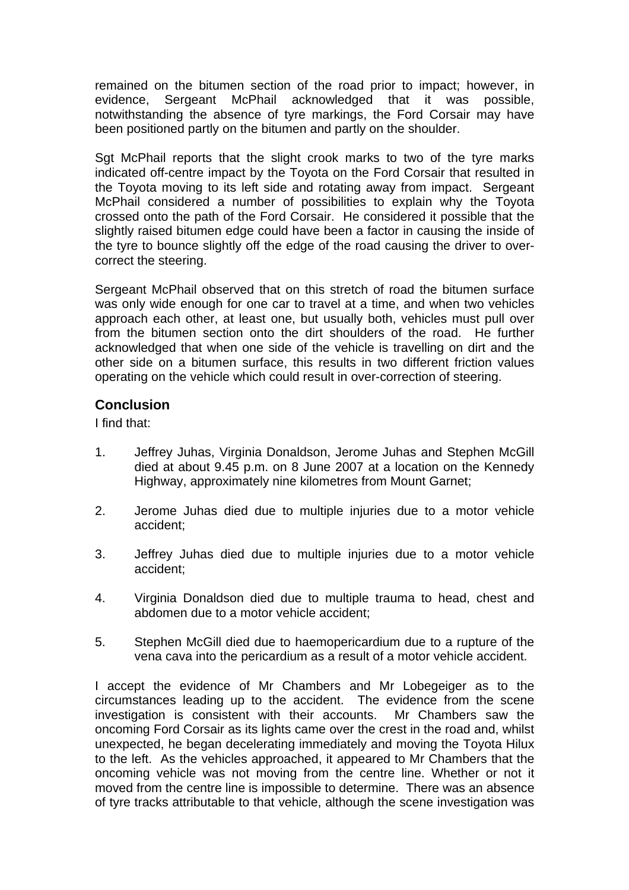remained on the bitumen section of the road prior to impact; however, in evidence, Sergeant McPhail acknowledged that it was possible, notwithstanding the absence of tyre markings, the Ford Corsair may have been positioned partly on the bitumen and partly on the shoulder.

Sgt McPhail reports that the slight crook marks to two of the tyre marks indicated off-centre impact by the Toyota on the Ford Corsair that resulted in the Toyota moving to its left side and rotating away from impact. Sergeant McPhail considered a number of possibilities to explain why the Toyota crossed onto the path of the Ford Corsair. He considered it possible that the slightly raised bitumen edge could have been a factor in causing the inside of the tyre to bounce slightly off the edge of the road causing the driver to over-correct the steering.

Sergeant McPhail observed that on this stretch of road the bitumen surface was only wide enough for one car to travel at a time, and when two vehicles approach each other, at least one, but usually both, vehicles must pull over from the bitumen section onto the dirt shoulders of the road. He further acknowledged that when one side of the vehicle is travelling on dirt and the other side on a bitumen surface, this results in two different friction values operating on the vehicle which could result in over-correction of steering.

## Conclusion

I find that:

1. Jeffrey Juhas, Virginia Donaldson, Jerome Juhas and Stephen McGill died at about 9.45 p.m. on 8 June 2007 at a location on the Kennedy Highway, approximately nine kilometres from Mount Garnet;

2. Jerome Juhas died due to multiple injuries due to a motor vehicle accident;

3. Jeffrey Juhas died due to multiple injuries due to a motor vehicle accident;

4. Virginia Donaldson died due to multiple trauma to head, chest and abdomen due to a motor vehicle accident;

5. Stephen McGill died due to haemopericardium due to a rupture of the vena cava into the pericardium as a result of a motor vehicle accident.

I accept the evidence of Mr Chambers and Mr Lobegeiger as to the circumstances leading up to the accident. The evidence from the scene investigation is consistent with their accounts. Mr Chambers saw the oncoming Ford Corsair as its lights came over the crest in the road and, whilst unexpected, he began decelerating immediately and moving the Toyota Hilux to the left. As the vehicles approached, it appeared to Mr Chambers that the oncoming vehicle was not moving from the centre line. Whether or not it moved from the centre line is impossible to determine. There was an absence of tyre tracks attributable to that vehicle, although the scene investigation was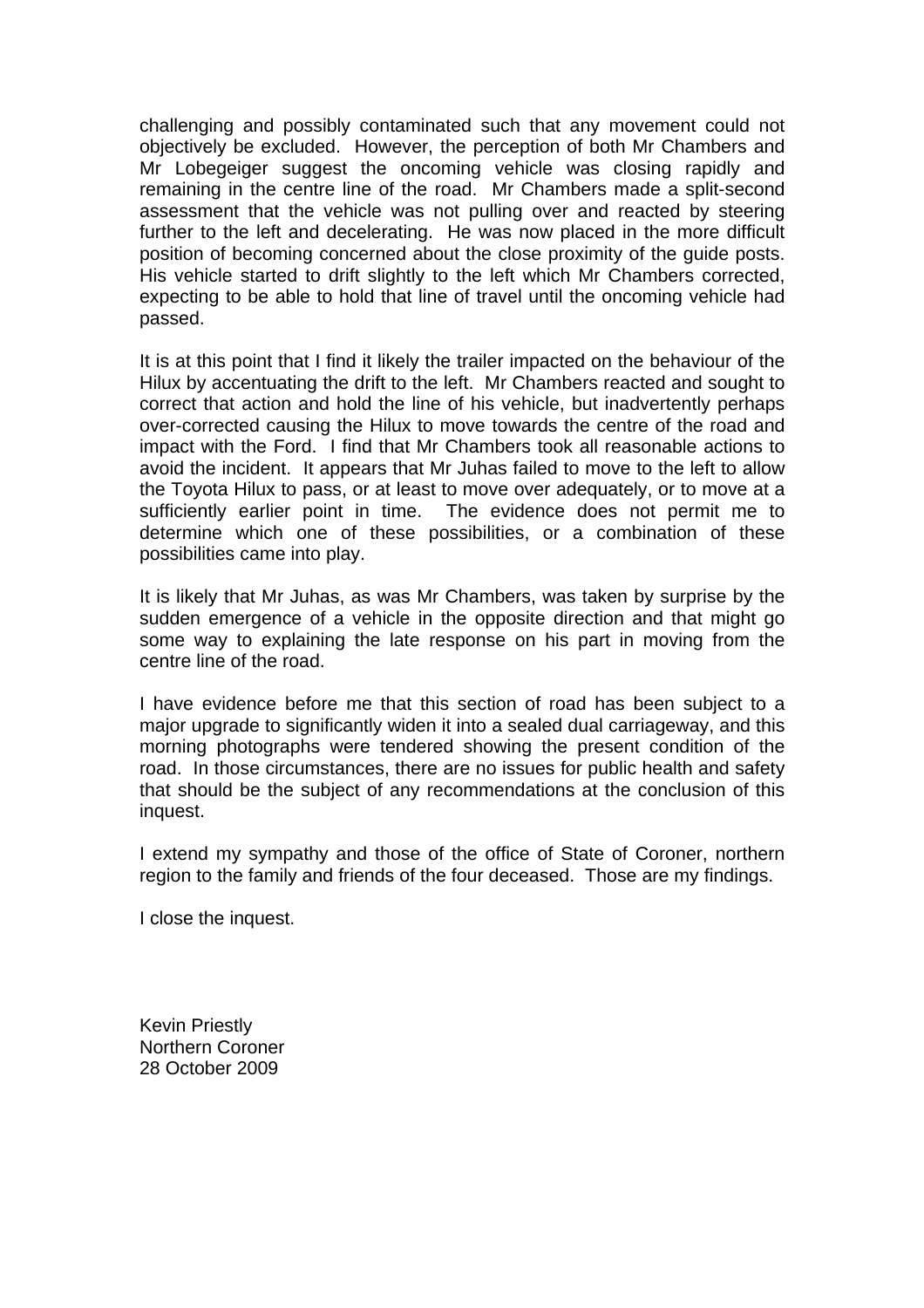challenging and possibly contaminated such that any movement could not objectively be excluded. However, the perception of both Mr Chambers and Mr Lobegeiger suggest the oncoming vehicle was closing rapidly and remaining in the centre line of the road. Mr Chambers made a split-second assessment that the vehicle was not pulling over and reacted by steering further to the left and decelerating. He was now placed in the more difficult position of becoming concerned about the close proximity of the guide posts. His vehicle started to drift slightly to the left which Mr Chambers corrected, expecting to be able to hold that line of travel until the oncoming vehicle had passed.

It is at this point that I find it likely the trailer impacted on the behaviour of the Hilux by accentuating the drift to the left. Mr Chambers reacted and sought to correct that action and hold the line of his vehicle, but inadvertently perhaps over-corrected causing the Hilux to move towards the centre of the road and impact with the Ford. I find that Mr Chambers took all reasonable actions to avoid the incident. It appears that Mr Juhas failed to move to the left to allow the Toyota Hilux to pass, or at least to move over adequately, or to move at a sufficiently earlier point in time. The evidence does not permit me to determine which one of these possibilities, or a combination of these possibilities came into play.

It is likely that Mr Juhas, as was Mr Chambers, was taken by surprise by the sudden emergence of a vehicle in the opposite direction and that might go some way to explaining the late response on his part in moving from the centre line of the road.

I have evidence before me that this section of road has been subject to a major upgrade to significantly widen it into a sealed dual carriageway, and this morning photographs were tendered showing the present condition of the road. In those circumstances, there are no issues for public health and safety that should be the subject of any recommendations at the conclusion of this inquest.

I extend my sympathy and those of the office of State of Coroner, northern region to the family and friends of the four deceased. Those are my findings.

I close the inquest.

Kevin Priestly
Northern Coroner
28 October 2009